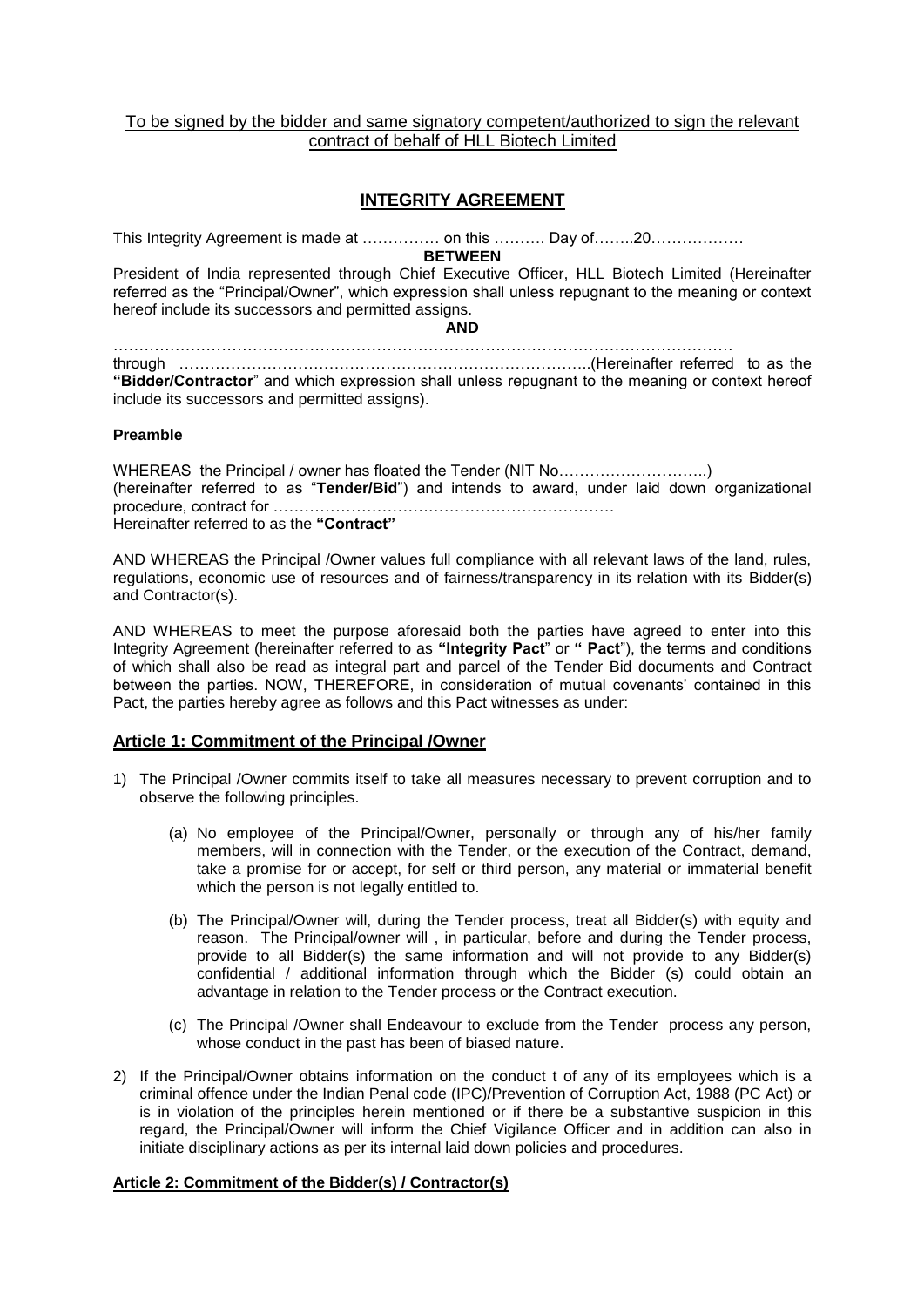To be signed by the bidder and same signatory competent/authorized to sign the relevant contract of behalf of HLL Biotech Limited

# INTEGRITY AGREEMENT

This Integrity Agreement is made at …………… on this ………. Day of……..20………………

**BETWEEN**

President of India represented through Chief Executive Officer, HLL Biotech Limited (Hereinafter referred as the "Principal/Owner", which expression shall unless repugnant to the meaning or context hereof include its successors and permitted assigns.

**AND**

……………………………………………………………………………………………………

through ………………………………………………………………………..(Hereinafter referred to as the **"Bidder/Contractor"** and which expression shall unless repugnant to the meaning or context hereof include its successors and permitted assigns).

**Preamble**

WHEREAS the Principal / owner has floated the Tender (NIT No………………………..) (hereinafter referred to as "**Tender/Bid**") and intends to award, under laid down organizational procedure, contract for …………………………………………………………

Hereinafter referred to as the **"Contract"**

AND WHEREAS the Principal /Owner values full compliance with all relevant laws of the land, rules, regulations, economic use of resources and of fairness/transparency in its relation with its Bidder(s) and Contractor(s).

AND WHEREAS to meet the purpose aforesaid both the parties have agreed to enter into this Integrity Agreement (hereinafter referred to as **"Integrity Pact"** or **" Pact"**), the terms and conditions of which shall also be read as integral part and parcel of the Tender Bid documents and Contract between the parties. NOW, THEREFORE, in consideration of mutual covenants' contained in this Pact, the parties hereby agree as follows and this Pact witnesses as under:

## Article 1: Commitment of the Principal /Owner

1) The Principal /Owner commits itself to take all measures necessary to prevent corruption and to observe the following principles.

   (a) No employee of the Principal/Owner, personally or through any of his/her family members, will in connection with the Tender, or the execution of the Contract, demand, take a promise for or accept, for self or third person, any material or immaterial benefit which the person is not legally entitled to.

   (b) The Principal/Owner will, during the Tender process, treat all Bidder(s) with equity and reason. The Principal/owner will , in particular, before and during the Tender process, provide to all Bidder(s) the same information and will not provide to any Bidder(s) confidential / additional information through which the Bidder (s) could obtain an advantage in relation to the Tender process or the Contract execution.

   (c) The Principal /Owner shall Endeavour to exclude from the Tender process any person, whose conduct in the past has been of biased nature.

2) If the Principal/Owner obtains information on the conduct t of any of its employees which is a criminal offence under the Indian Penal code (IPC)/Prevention of Corruption Act, 1988 (PC Act) or is in violation of the principles herein mentioned or if there be a substantive suspicion in this regard, the Principal/Owner will inform the Chief Vigilance Officer and in addition can also in initiate disciplinary actions as per its internal laid down policies and procedures.

## Article 2: Commitment of the Bidder(s) / Contractor(s)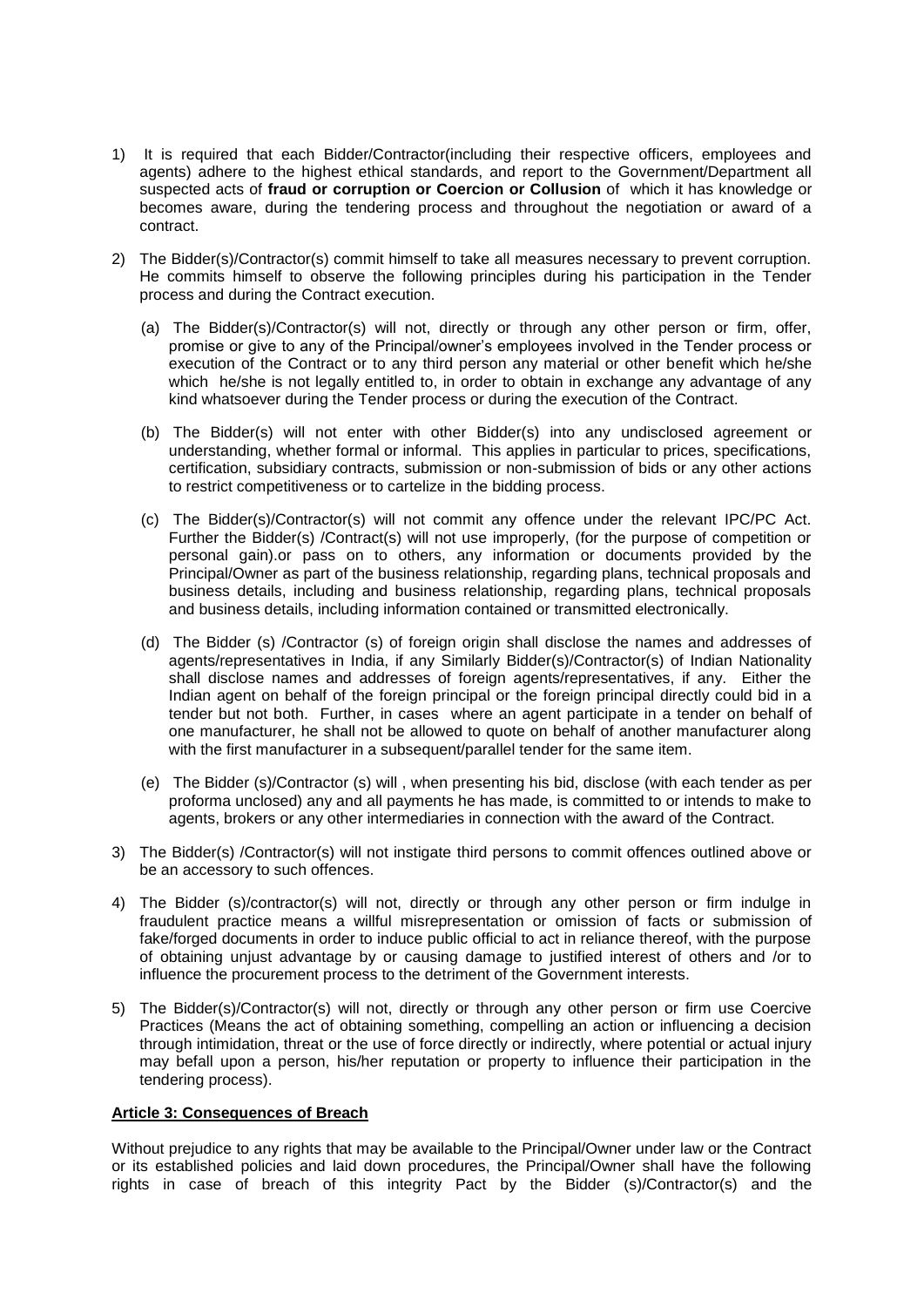1) It is required that each Bidder/Contractor(including their respective officers, employees and agents) adhere to the highest ethical standards, and report to the Government/Department all suspected acts of **fraud or corruption or Coercion or Collusion** of which it has knowledge or becomes aware, during the tendering process and throughout the negotiation or award of a contract.

2) The Bidder(s)/Contractor(s) commit himself to take all measures necessary to prevent corruption. He commits himself to observe the following principles during his participation in the Tender process and during the Contract execution.

   (a) The Bidder(s)/Contractor(s) will not, directly or through any other person or firm, offer, promise or give to any of the Principal/owner's employees involved in the Tender process or execution of the Contract or to any third person any material or other benefit which he/she which he/she is not legally entitled to, in order to obtain in exchange any advantage of any kind whatsoever during the Tender process or during the execution of the Contract.

   (b) The Bidder(s) will not enter with other Bidder(s) into any undisclosed agreement or understanding, whether formal or informal. This applies in particular to prices, specifications, certification, subsidiary contracts, submission or non-submission of bids or any other actions to restrict competitiveness or to cartelize in the bidding process.

   (c) The Bidder(s)/Contractor(s) will not commit any offence under the relevant IPC/PC Act. Further the Bidder(s) /Contract(s) will not use improperly, (for the purpose of competition or personal gain).or pass on to others, any information or documents provided by the Principal/Owner as part of the business relationship, regarding plans, technical proposals and business details, including and business relationship, regarding plans, technical proposals and business details, including information contained or transmitted electronically.

   (d) The Bidder (s) /Contractor (s) of foreign origin shall disclose the names and addresses of agents/representatives in India, if any Similarly Bidder(s)/Contractor(s) of Indian Nationality shall disclose names and addresses of foreign agents/representatives, if any. Either the Indian agent on behalf of the foreign principal or the foreign principal directly could bid in a tender but not both. Further, in cases where an agent participate in a tender on behalf of one manufacturer, he shall not be allowed to quote on behalf of another manufacturer along with the first manufacturer in a subsequent/parallel tender for the same item.

   (e) The Bidder (s)/Contractor (s) will , when presenting his bid, disclose (with each tender as per proforma unclosed) any and all payments he has made, is committed to or intends to make to agents, brokers or any other intermediaries in connection with the award of the Contract.

3) The Bidder(s) /Contractor(s) will not instigate third persons to commit offences outlined above or be an accessory to such offences.

4) The Bidder (s)/contractor(s) will not, directly or through any other person or firm indulge in fraudulent practice means a willful misrepresentation or omission of facts or submission of fake/forged documents in order to induce public official to act in reliance thereof, with the purpose of obtaining unjust advantage by or causing damage to justified interest of others and /or to influence the procurement process to the detriment of the Government interests.

5) The Bidder(s)/Contractor(s) will not, directly or through any other person or firm use Coercive Practices (Means the act of obtaining something, compelling an action or influencing a decision through intimidation, threat or the use of force directly or indirectly, where potential or actual injury may befall upon a person, his/her reputation or property to influence their participation in the tendering process).

**Article 3: Consequences of Breach**

Without prejudice to any rights that may be available to the Principal/Owner under law or the Contract or its established policies and laid down procedures, the Principal/Owner shall have the following rights in case of breach of this integrity Pact by the Bidder (s)/Contractor(s) and the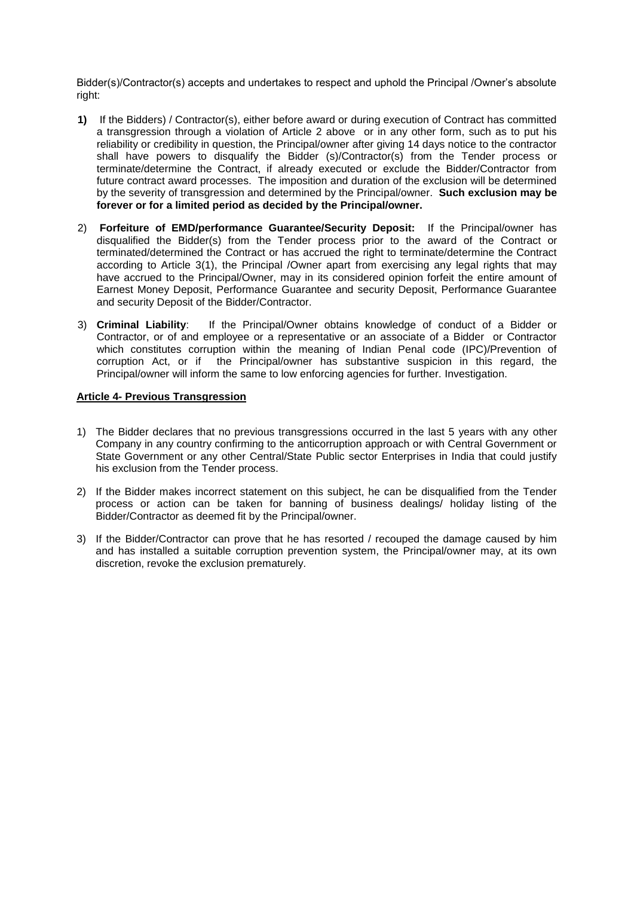Bidder(s)/Contractor(s) accepts and undertakes to respect and uphold the Principal /Owner's absolute right:

**1)** If the Bidders) / Contractor(s), either before award or during execution of Contract has committed a transgression through a violation of Article 2 above or in any other form, such as to put his reliability or credibility in question, the Principal/owner after giving 14 days notice to the contractor shall have powers to disqualify the Bidder (s)/Contractor(s) from the Tender process or terminate/determine the Contract, if already executed or exclude the Bidder/Contractor from future contract award processes. The imposition and duration of the exclusion will be determined by the severity of transgression and determined by the Principal/owner. **Such exclusion may be forever or for a limited period as decided by the Principal/owner.**

2) **Forfeiture of EMD/performance Guarantee/Security Deposit:** If the Principal/owner has disqualified the Bidder(s) from the Tender process prior to the award of the Contract or terminated/determined the Contract or has accrued the right to terminate/determine the Contract according to Article 3(1), the Principal /Owner apart from exercising any legal rights that may have accrued to the Principal/Owner, may in its considered opinion forfeit the entire amount of Earnest Money Deposit, Performance Guarantee and security Deposit, Performance Guarantee and security Deposit of the Bidder/Contractor.

3) **Criminal Liability**: If the Principal/Owner obtains knowledge of conduct of a Bidder or Contractor, or of and employee or a representative or an associate of a Bidder or Contractor which constitutes corruption within the meaning of Indian Penal code (IPC)/Prevention of corruption Act, or if the Principal/owner has substantive suspicion in this regard, the Principal/owner will inform the same to low enforcing agencies for further. Investigation.

**Article 4- Previous Transgression**

1) The Bidder declares that no previous transgressions occurred in the last 5 years with any other Company in any country confirming to the anticorruption approach or with Central Government or State Government or any other Central/State Public sector Enterprises in India that could justify his exclusion from the Tender process.

2) If the Bidder makes incorrect statement on this subject, he can be disqualified from the Tender process or action can be taken for banning of business dealings/ holiday listing of the Bidder/Contractor as deemed fit by the Principal/owner.

3) If the Bidder/Contractor can prove that he has resorted / recouped the damage caused by him and has installed a suitable corruption prevention system, the Principal/owner may, at its own discretion, revoke the exclusion prematurely.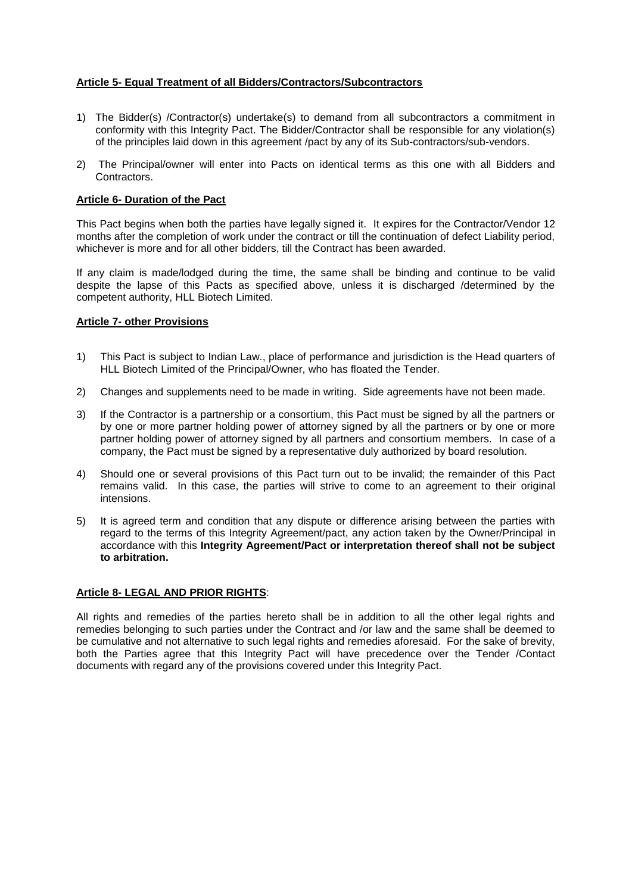**Article 5- Equal Treatment of all Bidders/Contractors/Subcontractors**

1) The Bidder(s) /Contractor(s) undertake(s) to demand from all subcontractors a commitment in conformity with this Integrity Pact. The Bidder/Contractor shall be responsible for any violation(s) of the principles laid down in this agreement /pact by any of its Sub-contractors/sub-vendors.

2) The Principal/owner will enter into Pacts on identical terms as this one with all Bidders and Contractors.

**Article 6- Duration of the Pact**

This Pact begins when both the parties have legally signed it. It expires for the Contractor/Vendor 12 months after the completion of work under the contract or till the continuation of defect Liability period, whichever is more and for all other bidders, till the Contract has been awarded.

If any claim is made/lodged during the time, the same shall be binding and continue to be valid despite the lapse of this Pacts as specified above, unless it is discharged /determined by the competent authority, HLL Biotech Limited.

**Article 7- other Provisions**

1) This Pact is subject to Indian Law., place of performance and jurisdiction is the Head quarters of HLL Biotech Limited of the Principal/Owner, who has floated the Tender.

2) Changes and supplements need to be made in writing. Side agreements have not been made.

3) If the Contractor is a partnership or a consortium, this Pact must be signed by all the partners or by one or more partner holding power of attorney signed by all the partners or by one or more partner holding power of attorney signed by all partners and consortium members. In case of a company, the Pact must be signed by a representative duly authorized by board resolution.

4) Should one or several provisions of this Pact turn out to be invalid; the remainder of this Pact remains valid. In this case, the parties will strive to come to an agreement to their original intensions.

5) It is agreed term and condition that any dispute or difference arising between the parties with regard to the terms of this Integrity Agreement/pact, any action taken by the Owner/Principal in accordance with this **Integrity Agreement/Pact or interpretation thereof shall not be subject to arbitration.**

**Article 8- LEGAL AND PRIOR RIGHTS**:

All rights and remedies of the parties hereto shall be in addition to all the other legal rights and remedies belonging to such parties under the Contract and /or law and the same shall be deemed to be cumulative and not alternative to such legal rights and remedies aforesaid. For the sake of brevity, both the Parties agree that this Integrity Pact will have precedence over the Tender /Contact documents with regard any of the provisions covered under this Integrity Pact.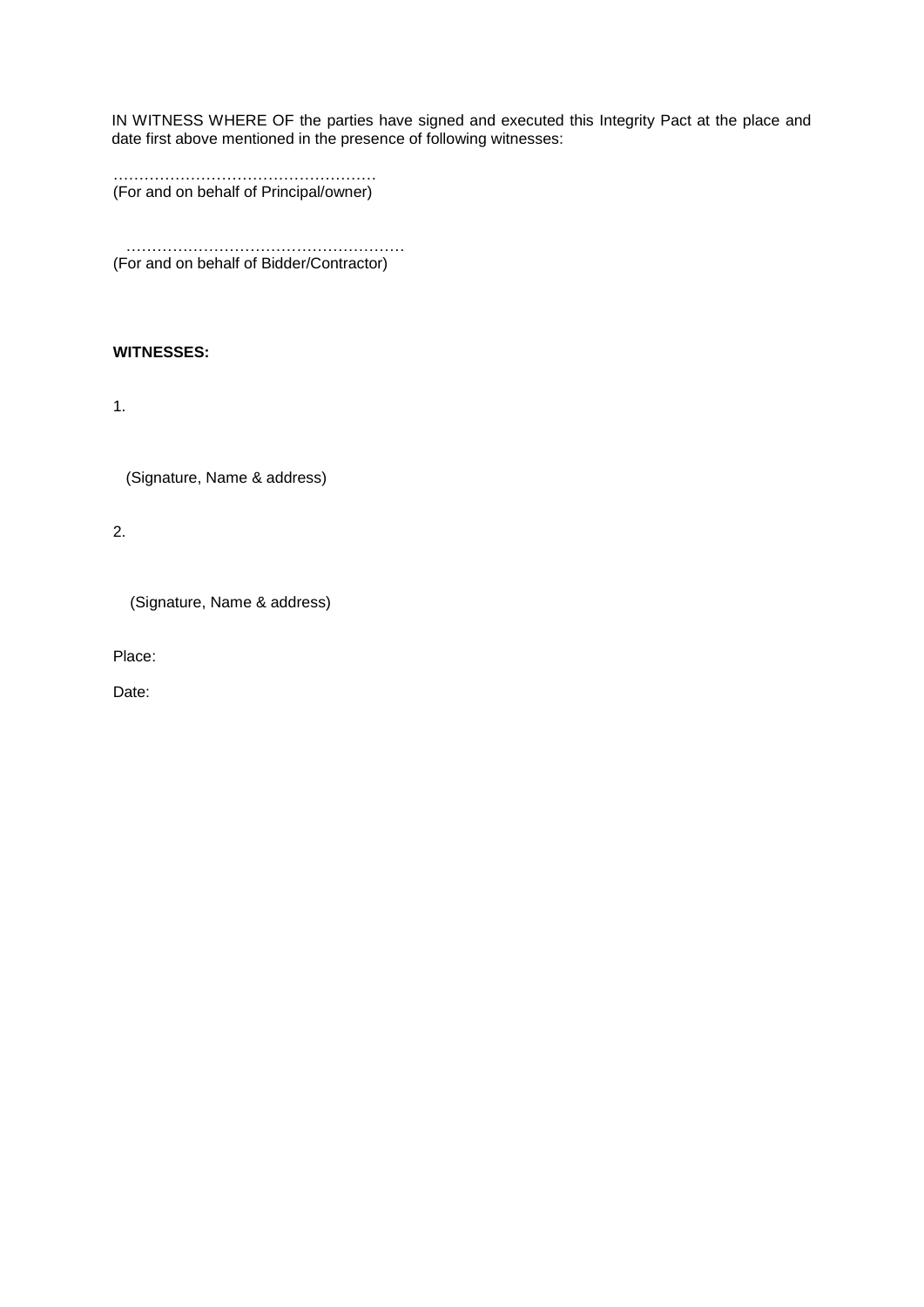IN WITNESS WHERE OF the parties have signed and executed this Integrity Pact at the place and date first above mentioned in the presence of following witnesses:

……………………………………………
(For and on behalf of Principal/owner)

……………………………………………
(For and on behalf of Bidder/Contractor)

**WITNESSES:**

1.

(Signature, Name & address)

2.

(Signature, Name & address)

Place:

Date: